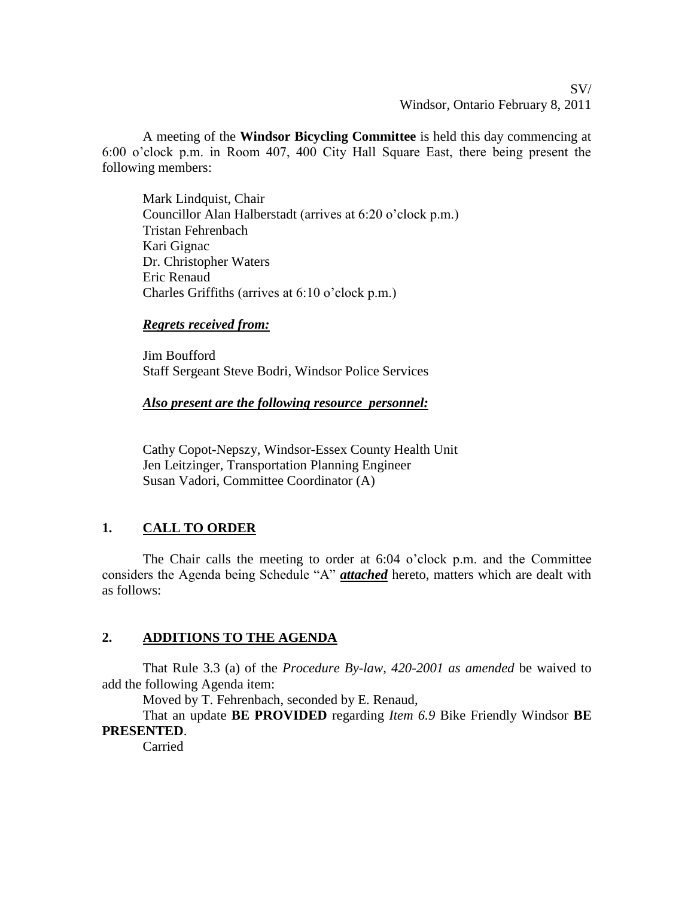SV/
Windsor, Ontario February 8, 2011

A meeting of the **Windsor Bicycling Committee** is held this day commencing at 6:00 o'clock p.m. in Room 407, 400 City Hall Square East, there being present the following members:

Mark Lindquist, Chair
Councillor Alan Halberstadt (arrives at 6:20 o'clock p.m.)
Tristan Fehrenbach
Kari Gignac
Dr. Christopher Waters
Eric Renaud
Charles Griffiths (arrives at 6:10 o'clock p.m.)

***Regrets received from:***

Jim Boufford
Staff Sergeant Steve Bodri, Windsor Police Services

***Also present are the following resource personnel:***

Cathy Copot-Nepszy, Windsor-Essex County Health Unit
Jen Leitzinger, Transportation Planning Engineer
Susan Vadori, Committee Coordinator (A)

## 1. CALL TO ORDER

The Chair calls the meeting to order at 6:04 o'clock p.m. and the Committee considers the Agenda being Schedule "A" ***attached*** hereto, matters which are dealt with as follows:

## 2. ADDITIONS TO THE AGENDA

That Rule 3.3 (a) of the *Procedure By-law, 420-2001 as amended* be waived to add the following Agenda item:

Moved by T. Fehrenbach, seconded by E. Renaud,

That an update **BE PROVIDED** regarding *Item 6.9* Bike Friendly Windsor **BE PRESENTED**.

Carried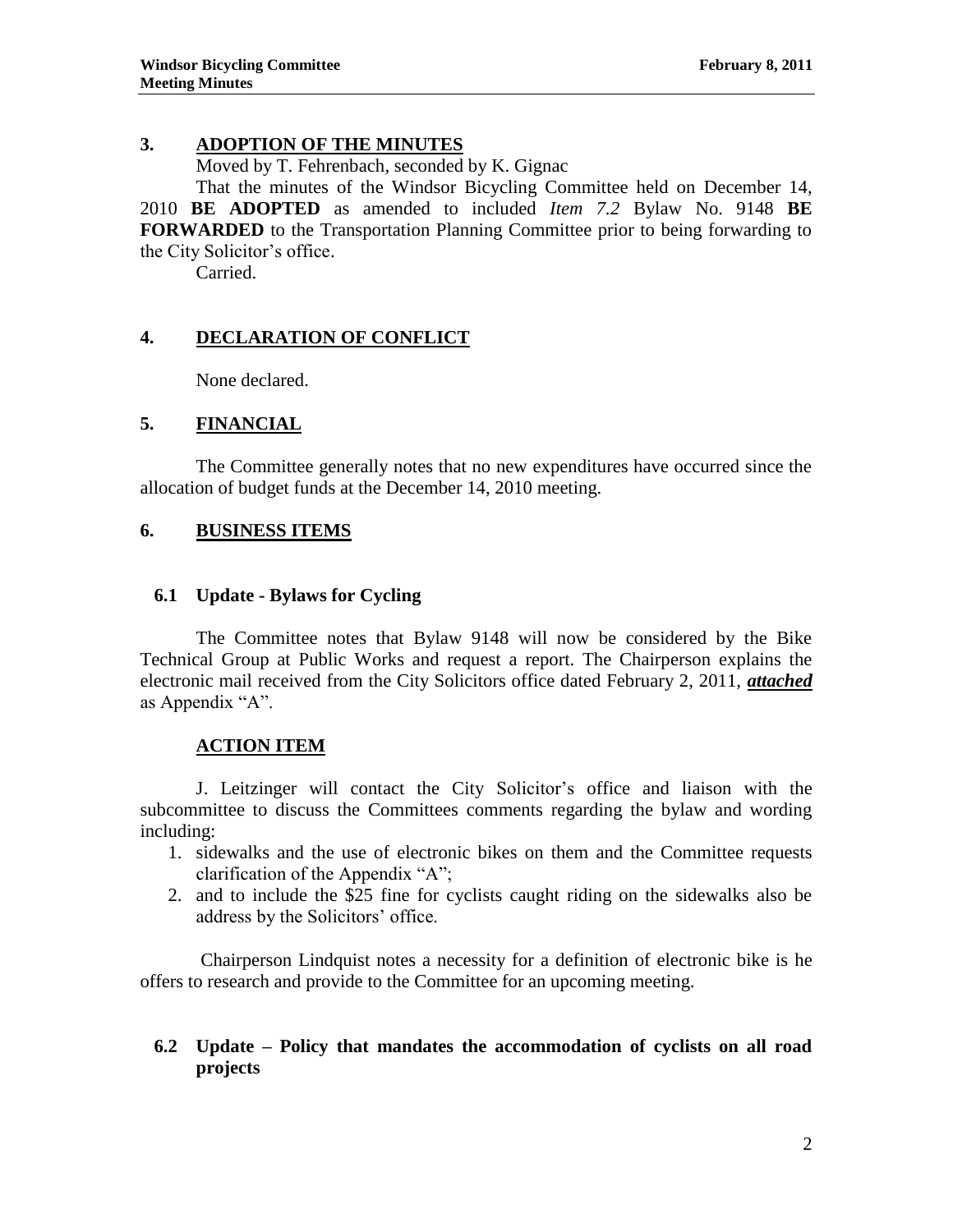## 3. ADOPTION OF THE MINUTES

Moved by T. Fehrenbach, seconded by K. Gignac

That the minutes of the Windsor Bicycling Committee held on December 14, 2010 **BE ADOPTED** as amended to included *Item 7.2* Bylaw No. 9148 **BE FORWARDED** to the Transportation Planning Committee prior to being forwarding to the City Solicitor's office.

Carried.

## 4. DECLARATION OF CONFLICT

None declared.

## 5. FINANCIAL

The Committee generally notes that no new expenditures have occurred since the allocation of budget funds at the December 14, 2010 meeting.

## 6. BUSINESS ITEMS

### 6.1 Update - Bylaws for Cycling

The Committee notes that Bylaw 9148 will now be considered by the Bike Technical Group at Public Works and request a report. The Chairperson explains the electronic mail received from the City Solicitors office dated February 2, 2011, ***attached*** as Appendix "A".

#### ACTION ITEM

J. Leitzinger will contact the City Solicitor's office and liaison with the subcommittee to discuss the Committees comments regarding the bylaw and wording including:

1. sidewalks and the use of electronic bikes on them and the Committee requests clarification of the Appendix "A";
2. and to include the $25 fine for cyclists caught riding on the sidewalks also be address by the Solicitors' office.

Chairperson Lindquist notes a necessity for a definition of electronic bike is he offers to research and provide to the Committee for an upcoming meeting.

### 6.2 Update – Policy that mandates the accommodation of cyclists on all road projects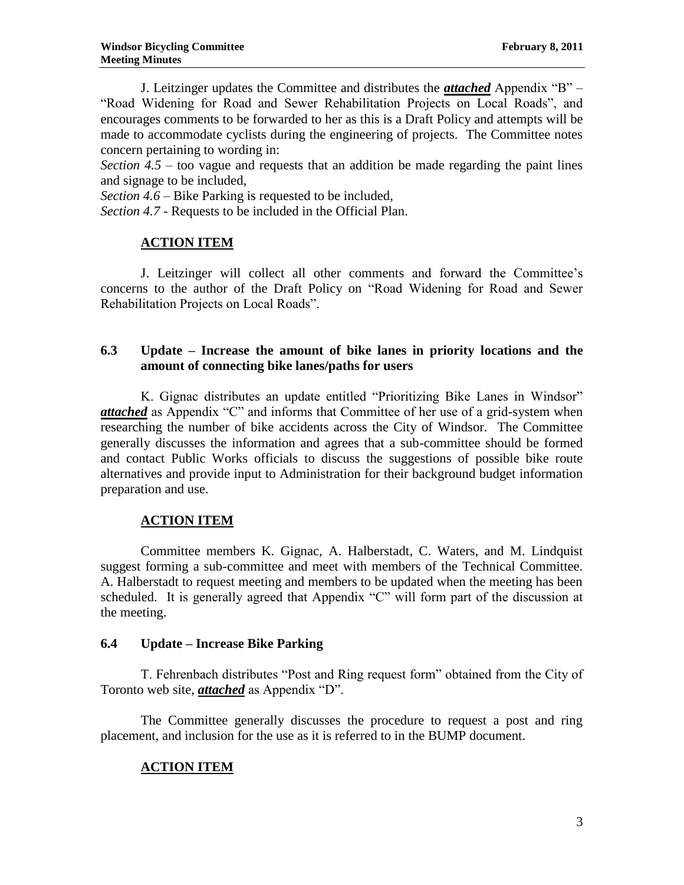J. Leitzinger updates the Committee and distributes the ***attached*** Appendix "B" – "Road Widening for Road and Sewer Rehabilitation Projects on Local Roads", and encourages comments to be forwarded to her as this is a Draft Policy and attempts will be made to accommodate cyclists during the engineering of projects. The Committee notes concern pertaining to wording in:

*Section 4.5* – too vague and requests that an addition be made regarding the paint lines and signage to be included,

*Section 4.6* – Bike Parking is requested to be included,

*Section 4.7* - Requests to be included in the Official Plan.

**ACTION ITEM**

J. Leitzinger will collect all other comments and forward the Committee's concerns to the author of the Draft Policy on "Road Widening for Road and Sewer Rehabilitation Projects on Local Roads".

### 6.3 Update – Increase the amount of bike lanes in priority locations and the amount of connecting bike lanes/paths for users

K. Gignac distributes an update entitled "Prioritizing Bike Lanes in Windsor" ***attached*** as Appendix "C" and informs that Committee of her use of a grid-system when researching the number of bike accidents across the City of Windsor. The Committee generally discusses the information and agrees that a sub-committee should be formed and contact Public Works officials to discuss the suggestions of possible bike route alternatives and provide input to Administration for their background budget information preparation and use.

**ACTION ITEM**

Committee members K. Gignac, A. Halberstadt, C. Waters, and M. Lindquist suggest forming a sub-committee and meet with members of the Technical Committee. A. Halberstadt to request meeting and members to be updated when the meeting has been scheduled. It is generally agreed that Appendix "C" will form part of the discussion at the meeting.

### 6.4 Update – Increase Bike Parking

T. Fehrenbach distributes "Post and Ring request form" obtained from the City of Toronto web site, ***attached*** as Appendix "D".

The Committee generally discusses the procedure to request a post and ring placement, and inclusion for the use as it is referred to in the BUMP document.

**ACTION ITEM**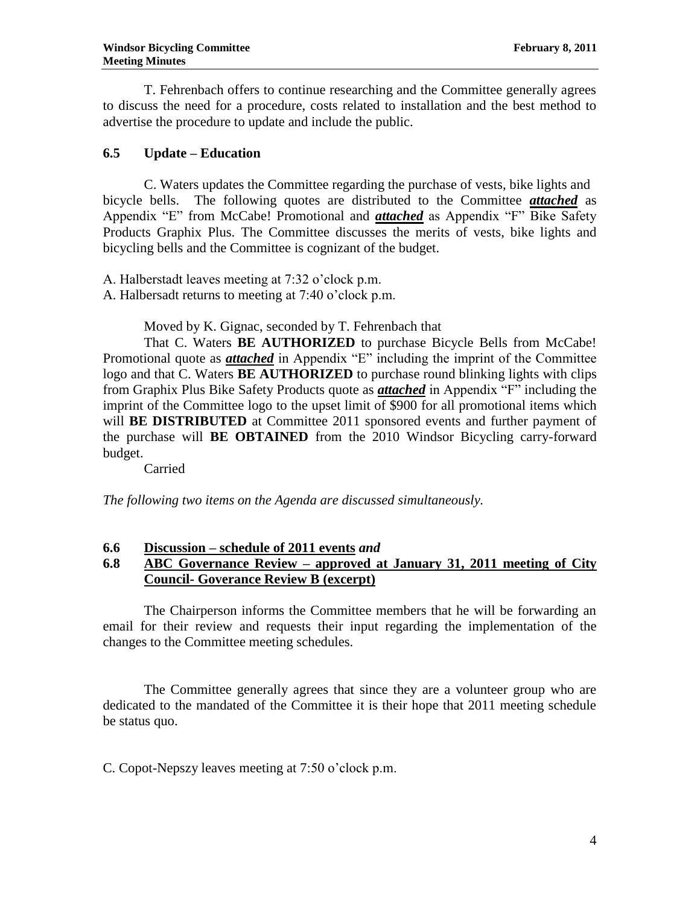T. Fehrenbach offers to continue researching and the Committee generally agrees to discuss the need for a procedure, costs related to installation and the best method to advertise the procedure to update and include the public.

## 6.5 Update – Education

C. Waters updates the Committee regarding the purchase of vests, bike lights and bicycle bells. The following quotes are distributed to the Committee ***attached*** as Appendix "E" from McCabe! Promotional and ***attached*** as Appendix "F" Bike Safety Products Graphix Plus. The Committee discusses the merits of vests, bike lights and bicycling bells and the Committee is cognizant of the budget.

A. Halberstadt leaves meeting at 7:32 o'clock p.m.
A. Halbersadt returns to meeting at 7:40 o'clock p.m.

Moved by K. Gignac, seconded by T. Fehrenbach that

That C. Waters **BE AUTHORIZED** to purchase Bicycle Bells from McCabe! Promotional quote as ***attached*** in Appendix "E" including the imprint of the Committee logo and that C. Waters **BE AUTHORIZED** to purchase round blinking lights with clips from Graphix Plus Bike Safety Products quote as ***attached*** in Appendix "F" including the imprint of the Committee logo to the upset limit of $900 for all promotional items which will **BE DISTRIBUTED** at Committee 2011 sponsored events and further payment of the purchase will **BE OBTAINED** from the 2010 Windsor Bicycling carry-forward budget.

Carried

*The following two items on the Agenda are discussed simultaneously.*

## 6.6 Discussion – schedule of 2011 events *and*
## 6.8 ABC Governance Review – approved at January 31, 2011 meeting of City Council- Goverance Review B (excerpt)

The Chairperson informs the Committee members that he will be forwarding an email for their review and requests their input regarding the implementation of the changes to the Committee meeting schedules.

The Committee generally agrees that since they are a volunteer group who are dedicated to the mandated of the Committee it is their hope that 2011 meeting schedule be status quo.

C. Copot-Nepszy leaves meeting at 7:50 o'clock p.m.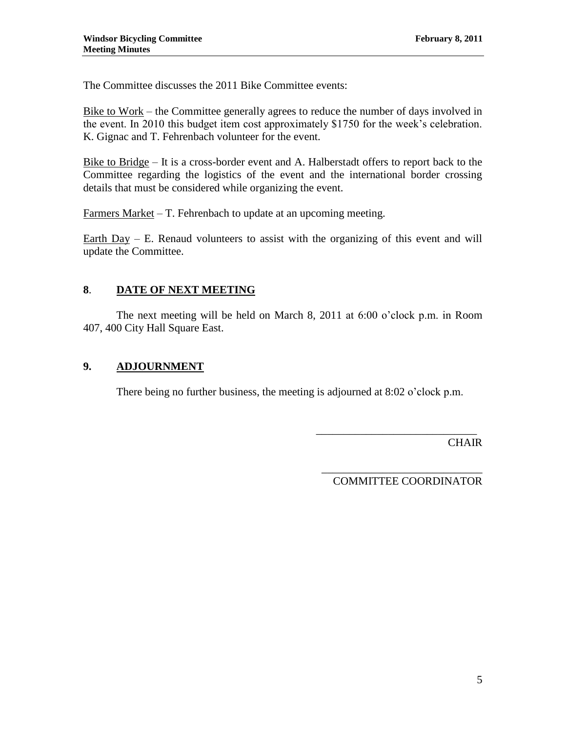The Committee discusses the 2011 Bike Committee events:

Bike to Work – the Committee generally agrees to reduce the number of days involved in the event. In 2010 this budget item cost approximately $1750 for the week's celebration. K. Gignac and T. Fehrenbach volunteer for the event.

Bike to Bridge – It is a cross-border event and A. Halberstadt offers to report back to the Committee regarding the logistics of the event and the international border crossing details that must be considered while organizing the event.

Farmers Market – T. Fehrenbach to update at an upcoming meeting.

Earth Day – E. Renaud volunteers to assist with the organizing of this event and will update the Committee.

## 8. DATE OF NEXT MEETING

The next meeting will be held on March 8, 2011 at 6:00 o'clock p.m. in Room 407, 400 City Hall Square East.

## 9. ADJOURNMENT

There being no further business, the meeting is adjourned at 8:02 o'clock p.m.

\_\_\_\_\_\_\_\_\_\_\_\_\_\_\_\_\_\_\_\_\_\_\_\_\_\_\_\_\_\_

CHAIR

\_\_\_\_\_\_\_\_\_\_\_\_\_\_\_\_\_\_\_\_\_\_\_\_\_\_\_\_\_\_

COMMITTEE COORDINATOR